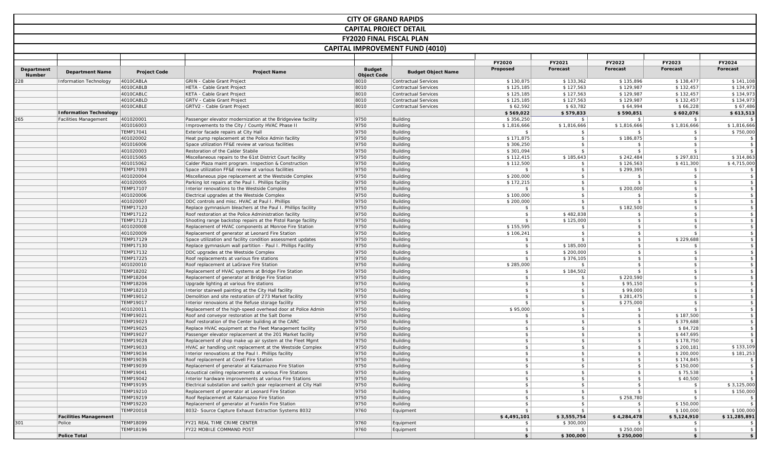# CITY OF GRAND RAPIDS

## CAPITAL PROJECT DETAIL

## FY2020 FINAL FISCAL PLAN

## CAPITAL IMPROVEMENT FUND (4010)

| Department Number | Department Name | Project Code | Project Name | Budget Object Code | Budget Object Name | FY2020 Proposed | FY2021 Forecast | FY2022 Forecast | FY2023 Forecast | FY2024 Forecast |
|---|---|---|---|---|---|---|---|---|---|---|
| 228 | Information Technology | 4010CABLA | GRIN - Cable Grant Project | 8010 | Contractual Services | $ 130,875 | $ 133,362 | $ 135,896 | $ 138,477 | $ 141,108 |
| | | 4010CABLB | HETA - Cable Grant Project | 8010 | Contractual Services | $ 125,185 | $ 127,563 | $ 129,987 | $ 132,457 | $ 134,973 |
| | | 4010CABLC | KETA - Cable Grant Project | 8010 | Contractual Services | $ 125,185 | $ 127,563 | $ 129,987 | $ 132,457 | $ 134,973 |
| | | 4010CABLD | GRTV - Cable Grant Project | 8010 | Contractual Services | $ 125,185 | $ 127,563 | $ 129,987 | $ 132,457 | $ 134,973 |
| | | 4010CABLE | GRTV2 - Cable Grant Project | 8010 | Contractual Services | $ 62,592 | $ 63,782 | $ 64,994 | $ 66,228 | $ 67,486 |
| | **Information Technology** | | | | | **$ 569,022** | **$ 579,833** | **$ 590,851** | **$ 602,076** | **$ 613,513** |
| 265 | Facilities Management | 401020001 | Passenger elevator modernization at the Bridgeview facility | 9750 | Building | $ 356,250 | $ | $ | $ | $ |
| | | 401016003 | Improvements to the City / County HVAC Phase II | 9750 | Building | $ 1,816,666 | $ 1,816,666 | $ 1,816,666 | $ 1,816,666 | $ 1,816,666 |
| | | TEMP17041 | Exterior facade repairs at City Hall | 9750 | Building | $ | $ | $ | $ | $ 750,000 |
| | | 401020002 | Heat pump replacement at the Police Admin facility | 9750 | Building | $ 171,875 | $ | $ 186,875 | $ | $ |
| | | 401016006 | Space utilization FF&E review at various facilities | 9750 | Building | $ 306,250 | $ | $ | $ | $ |
| | | 401020003 | Restoration of the Calder Stabile | 9750 | Building | $ 301,094 | $ | $ | $ | $ |
| | | 401015065 | Miscellaneous repairs to the 61st District Court facility | 9750 | Building | $ 112,415 | $ 185,643 | $ 242,484 | $ 297,831 | $ 314,863 |
| | | 401015062 | Calder Plaza maint program. Inspection & Construction | 9750 | Building | $ 112,500 | $ | $ 126,563 | $ 411,300 | $ 4,715,000 |
| | | TEMP17093 | Space utilization FF&E review at various facilities | 9750 | Building | $ | $ | $ 299,395 | $ | $ |
| | | 401020004 | Miscellaneous pipe replacement at the Westside Complex | 9750 | Building | $ 200,000 | $ | $ | $ | $ |
| | | 401020005 | Parking lot repairs at the Paul I. Phillips facility | 9750 | Building | $ 172,215 | $ | $ | $ | $ |
| | | TEMP17107 | Interior renovations to the Westside Complex | 9750 | Building | $ | $ | $ 200,000 | $ | $ |
| | | 401020006 | Electrical upgrades at the Westside Complex | 9750 | Building | $ 100,000 | $ | $ | $ | $ |
| | | 401020007 | DDC controls and misc. HVAC at Paul I. Phillips | 9750 | Building | $ 200,000 | $ | $ | $ | $ |
| | | TEMP17120 | Replace gymnasium bleachers at the Paul I. Phillips facility | 9750 | Building | $ | $ | $ 182,500 | $ | $ |
| | | TEMP17122 | Roof restoration at the Police Administration facility | 9750 | Building | $ | $ 482,838 | $ | $ | $ |
| | | TEMP17123 | Shooting range backstop repairs at the Pistol Range facility | 9750 | Building | $ | $ 125,000 | $ | $ | $ |
| | | 401020008 | Replacement of HVAC components at Monroe Fire Station | 9750 | Building | $ 155,595 | $ | $ | $ | $ |
| | | 401020009 | Replacement of generator at Leonard Fire Station | 9750 | Building | $ 106,241 | $ | $ | $ | $ |
| | | TEMP17129 | Space utilization and facility condition assessment updates | 9750 | Building | $ | $ | $ | $ 229,688 | $ |
| | | TEMP17130 | Replace gymnasium wall partition - Paul I. Phillips Facility | 9750 | Building | $ | $ 185,000 | $ | $ | $ |
| | | TEMP17132 | DDC upgrades at the Westside Complex | 9750 | Building | $ | $ 200,000 | $ | $ | $ |
| | | TEMP17225 | Roof replacements at various fire stations | 9750 | Building | $ | $ 376,105 | $ | $ | $ |
| | | 401020010 | Roof replacement at LaGrave Fire Station | 9750 | Building | $ 285,000 | $ | $ | $ | $ |
| | | TEMP18202 | Replacement of HVAC systems at Bridge Fire Station | 9750 | Building | $ | $ 184,502 | $ | $ | $ |
| | | TEMP18204 | Replacement of generator at Bridge Fire Station | 9750 | Building | $ | $ | $ 220,590 | $ | $ |
| | | TEMP18206 | Upgrade lighting at various fire stations | 9750 | Building | $ | $ | $ 95,150 | $ | $ |
| | | TEMP18210 | Interior stairwell painting at the City Hall facility | 9750 | Building | $ | $ | $ 99,000 | $ | $ |
| | | TEMP19012 | Demolition and site restoration of 273 Market facility | 9750 | Building | $ | $ | $ 281,475 | $ | $ |
| | | TEMP19017 | Interior renovaions at the Refuse storage facility | 9750 | Building | $ | $ | $ 275,000 | $ | $ |
| | | 401020011 | Replacement of the high-speed overhead door at Police Admin | 9750 | Building | $ 95,000 | $ | $ | $ | $ |
| | | TEMP19021 | Roof and conveyor restoration at the Salt Dome | 9750 | Building | $ | $ | $ | $ 187,500 | $ |
| | | TEMP19023 | Roof restoration of the Center building at the CARC | 9750 | Building | $ | $ | $ | $ 379,688 | $ |
| | | TEMP19025 | Replace HVAC equipment at the Fleet Management facility | 9750 | Building | $ | $ | $ | $ 84,728 | $ |
| | | TEMP19027 | Passenger elevator replacement at the 201 Market facility | 9750 | Building | $ | $ | $ | $ 447,695 | $ |
| | | TEMP19028 | Replacement of shop make up air system at the Fleet Mgmt | 9750 | Building | $ | $ | $ | $ 178,750 | $ |
| | | TEMP19033 | HVAC air handling unit replacement at the Westside Complex | 9750 | Building | $ | $ | $ | $ 200,181 | $ 133,109 |
| | | TEMP19034 | Interior renovations at the Paul I. Phillips facility | 9750 | Building | $ | $ | $ | $ 200,000 | $ 181,253 |
| | | TEMP19036 | Roof replacement at Covell Fire Station | 9750 | Building | $ | $ | $ | $ 174,845 | $ |
| | | TEMP19039 | Replacement of generator at Kalazmazoo Fire Station | 9750 | Building | $ | $ | $ | $ 150,000 | $ |
| | | TEMP19041 | Acoustical ceiling replacements at various Fire Stations | 9750 | Building | $ | $ | $ | $ 75,538 | $ |
| | | TEMP19042 | Interior hardware improvements at various Fire Stations | 9750 | Building | $ | $ | $ | $ 40,500 | $ |
| | | TEMP19195 | Electrical substation and switch gear replacement at City Hall | 9750 | Building | $ | $ | $ | $ | $ 3,125,000 |
| | | TEMP19210 | Replacement of generator at Leonard Fire Station | 9750 | Building | $ | $ | $ | $ | $ 150,000 |
| | | TEMP19219 | Roof Replacement at Kalamazoo Fire Station | 9750 | Building | $ | $ | $ 258,780 | $ | $ |
| | | TEMP19220 | Replacement of generator at Franklin Fire Station | 9750 | Building | $ | $ | $ | $ 150,000 | $ |
| | | TEMP20018 | 8032- Source Capture Exhaust Extraction Systems 8032 | 9760 | Equipment | $ | $ | $ | $ 100,000 | $ 100,000 |
| | **Facilities Management** | | | | | **$ 4,491,101** | **$ 3,555,754** | **$ 4,284,478** | **$ 5,124,910** | **$ 11,285,891** |
| 301 | Police | TEMP18099 | FY21 REAL TIME CRIME CENTER | 9760 | Equipment | $ | $ 300,000 | $ | $ | $ |
| | | TEMP18196 | FY22 MOBILE COMMAND POST | 9760 | Equipment | $ | $ | $ 250,000 | $ | $ |
| | **Police Total** | | | | | **$** | **$ 300,000** | **$ 250,000** | **$** | **$** |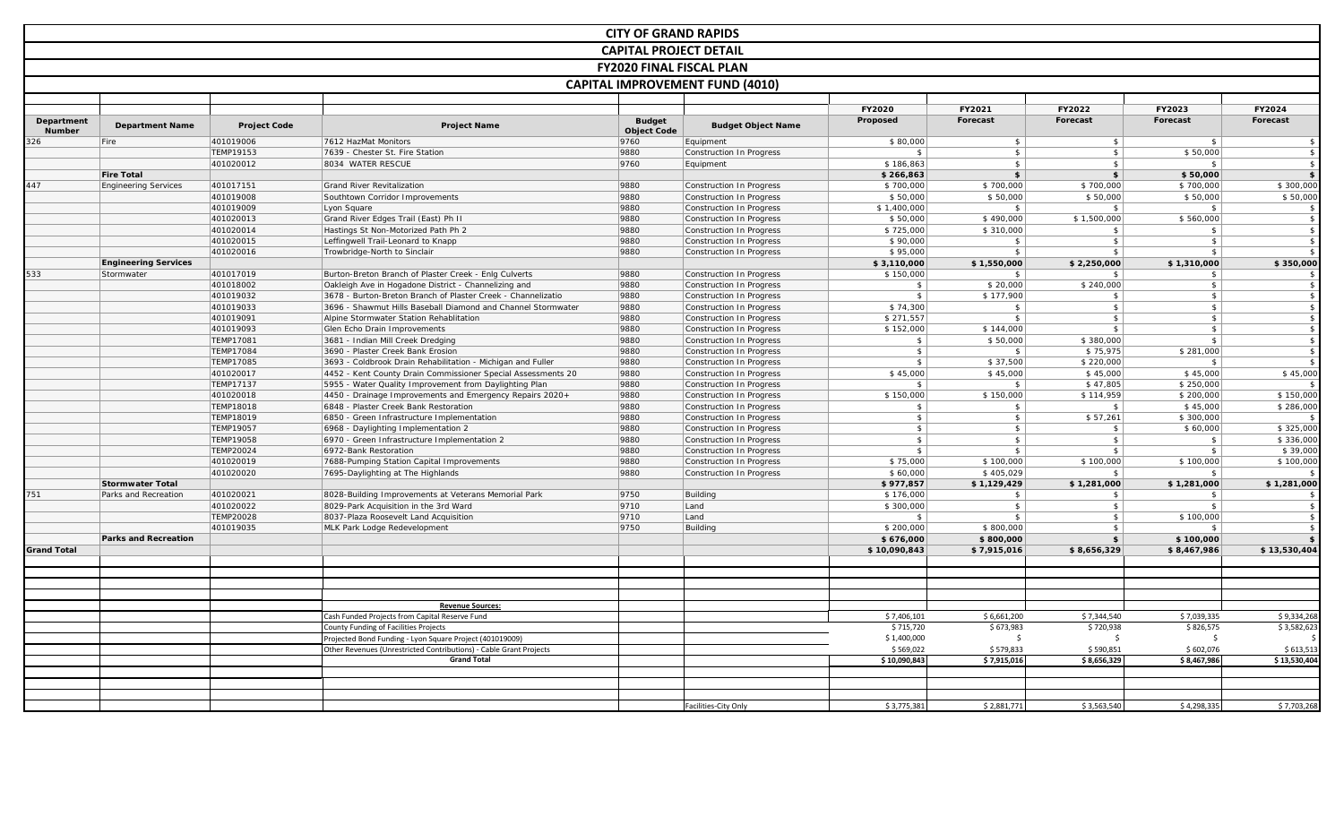# CITY OF GRAND RAPIDS

## CAPITAL PROJECT DETAIL

## FY2020 FINAL FISCAL PLAN

## CAPITAL IMPROVEMENT FUND (4010)

| Department Number | Department Name | Project Code | Project Name | Budget Object Code | Budget Object Name | FY2020 Proposed | FY2021 Forecast | FY2022 Forecast | FY2023 Forecast | FY2024 Forecast |
|---|---|---|---|---|---|---|---|---|---|---|
| 326 | Fire | 401019006 | 7612 HazMat Monitors | 9760 | Equipment | $ 80,000 | $ | $ | $ | $ |
| | | TEMP19153 | 7639 - Chester St. Fire Station | 9880 | Construction In Progress | $ | $ | $ | $ 50,000 | $ |
| | | 401020012 | 8034 WATER RESCUE | 9760 | Equipment | $ 186,863 | $ | $ | $ | $ |
| | **Fire Total** | | | | | **$ 266,863** | **$** | **$** | **$ 50,000** | **$** |
| 447 | Engineering Services | 401017151 | Grand River Revitalization | 9880 | Construction In Progress | $ 700,000 | $ 700,000 | $ 700,000 | $ 700,000 | $ 300,000 |
| | | 401019008 | Southtown Corridor Improvements | 9880 | Construction In Progress | $ 50,000 | $ 50,000 | $ 50,000 | $ 50,000 | $ 50,000 |
| | | 401019009 | Lyon Square | 9880 | Construction In Progress | $ 1,400,000 | $ | $ | $ | $ |
| | | 401020013 | Grand River Edges Trail (East) Ph II | 9880 | Construction In Progress | $ 50,000 | $ 490,000 | $ 1,500,000 | $ 560,000 | $ |
| | | 401020014 | Hastings St Non-Motorized Path Ph 2 | 9880 | Construction In Progress | $ 725,000 | $ 310,000 | $ | $ | $ |
| | | 401020015 | Leffingwell Trail-Leonard to Knapp | 9880 | Construction In Progress | $ 90,000 | $ | $ | $ | $ |
| | | 401020016 | Trowbridge-North to Sinclair | 9880 | Construction In Progress | $ 95,000 | $ | $ | $ | $ |
| | **Engineering Services** | | | | | **$ 3,110,000** | **$ 1,550,000** | **$ 2,250,000** | **$ 1,310,000** | **$ 350,000** |
| 533 | Stormwater | 401017019 | Burton-Breton Branch of Plaster Creek - Enlg Culverts | 9880 | Construction In Progress | $ 150,000 | $ | $ | $ | $ |
| | | 401018002 | Oakleigh Ave in Hogadone District - Channelizing and | 9880 | Construction In Progress | $ | $ 20,000 | $ 240,000 | $ | $ |
| | | 401019032 | 3678 - Burton-Breton Branch of Plaster Creek - Channelizatio | 9880 | Construction In Progress | $ | $ 177,900 | $ | $ | $ |
| | | 401019033 | 3696 - Shawmut Hills Baseball Diamond and Channel Stormwater | 9880 | Construction In Progress | $ 74,300 | $ | $ | $ | $ |
| | | 401019091 | Alpine Stormwater Station Rehablitation | 9880 | Construction In Progress | $ 271,557 | $ | $ | $ | $ |
| | | 401019093 | Glen Echo Drain Improvements | 9880 | Construction In Progress | $ 152,000 | $ 144,000 | $ | $ | $ |
| | | TEMP17081 | 3681 - Indian Mill Creek Dredging | 9880 | Construction In Progress | $ | $ 50,000 | $ 380,000 | $ | $ |
| | | TEMP17084 | 3690 - Plaster Creek Bank Erosion | 9880 | Construction In Progress | $ | $ | $ 75,975 | $ 281,000 | $ |
| | | TEMP17085 | 3693 - Coldbrook Drain Rehabilitation - Michigan and Fuller | 9880 | Construction In Progress | $ | $ 37,500 | $ 220,000 | $ | $ |
| | | 401020017 | 4452 - Kent County Drain Commissioner Special Assessments 20 | 9880 | Construction In Progress | $ 45,000 | $ 45,000 | $ 45,000 | $ 45,000 | $ 45,000 |
| | | TEMP17137 | 5955 - Water Quality Improvement from Daylighting Plan | 9880 | Construction In Progress | $ | $ | $ 47,805 | $ 250,000 | $ |
| | | 401020018 | 4450 - Drainage Improvements and Emergency Repairs 2020+ | 9880 | Construction In Progress | $ 150,000 | $ 150,000 | $ 114,959 | $ 200,000 | $ 150,000 |
| | | TEMP18018 | 6848 - Plaster Creek Bank Restoration | 9880 | Construction In Progress | $ | $ | $ | $ 45,000 | $ 286,000 |
| | | TEMP18019 | 6850 - Green Infrastructure Implementation | 9880 | Construction In Progress | $ | $ | $ 57,261 | $ 300,000 | $ |
| | | TEMP19057 | 6968 - Daylighting Implementation 2 | 9880 | Construction In Progress | $ | $ | $ | $ 60,000 | $ 325,000 |
| | | TEMP19058 | 6970 - Green Infrastructure Implementation 2 | 9880 | Construction In Progress | $ | $ | $ | $ | $ 336,000 |
| | | TEMP20024 | 6972-Bank Restoration | 9880 | Construction In Progress | $ | $ | $ | $ | $ 39,000 |
| | | 401020019 | 7688-Pumping Station Capital Improvements | 9880 | Construction In Progress | $ 75,000 | $ 100,000 | $ 100,000 | $ 100,000 | $ 100,000 |
| | | 401020020 | 7695-Daylighting at The Highlands | 9880 | Construction In Progress | $ 60,000 | $ 405,029 | $ | $ | $ |
| | **Stormwater Total** | | | | | **$ 977,857** | **$ 1,129,429** | **$ 1,281,000** | **$ 1,281,000** | **$ 1,281,000** |
| 751 | Parks and Recreation | 401020021 | 8028-Building Improvements at Veterans Memorial Park | 9750 | Building | $ 176,000 | $ | $ | $ | $ |
| | | 401020022 | 8029-Park Acquisition in the 3rd Ward | 9710 | Land | $ 300,000 | $ | $ | $ | $ |
| | | TEMP20028 | 8037-Plaza Roosevelt Land Acquisition | 9710 | Land | $ | $ | $ | $ 100,000 | $ |
| | | 401019035 | MLK Park Lodge Redevelopment | 9750 | Building | $ 200,000 | $ 800,000 | $ | $ | $ |
| | **Parks and Recreation** | | | | | **$ 676,000** | **$ 800,000** | **$** | **$ 100,000** | **$** |
| **Grand Total** | | | | | | **$ 10,090,843** | **$ 7,915,016** | **$ 8,656,329** | **$ 8,467,986** | **$ 13,530,404** |
| | | | **Revenue Sources:** | | | | | | | |
| | | | Cash Funded Projects from Capital Reserve Fund | | | $ 7,406,101 | $ 6,661,200 | $ 7,344,540 | $ 7,039,335 | $ 9,334,268 |
| | | | County Funding of Facilities Projects | | | $ 715,720 | $ 673,983 | $ 720,938 | $ 826,575 | $ 3,582,623 |
| | | | Projected Bond Funding - Lyon Square Project (401019009) | | | $ 1,400,000 | $ | $ | $ | $ |
| | | | Other Revenues (Unrestricted Contributions) - Cable Grant Projects | | | $ 569,022 | $ 579,833 | $ 590,851 | $ 602,076 | $ 613,513 |
| | | | **Grand Total** | | | $ 10,090,843 | $ 7,915,016 | $ 8,656,329 | $ 8,467,986 | $ 13,530,404 |
| | | | | | Facilities-City Only | $ 3,775,381 | $ 2,881,771 | $ 3,563,540 | $ 4,298,335 | $ 7,703,268 |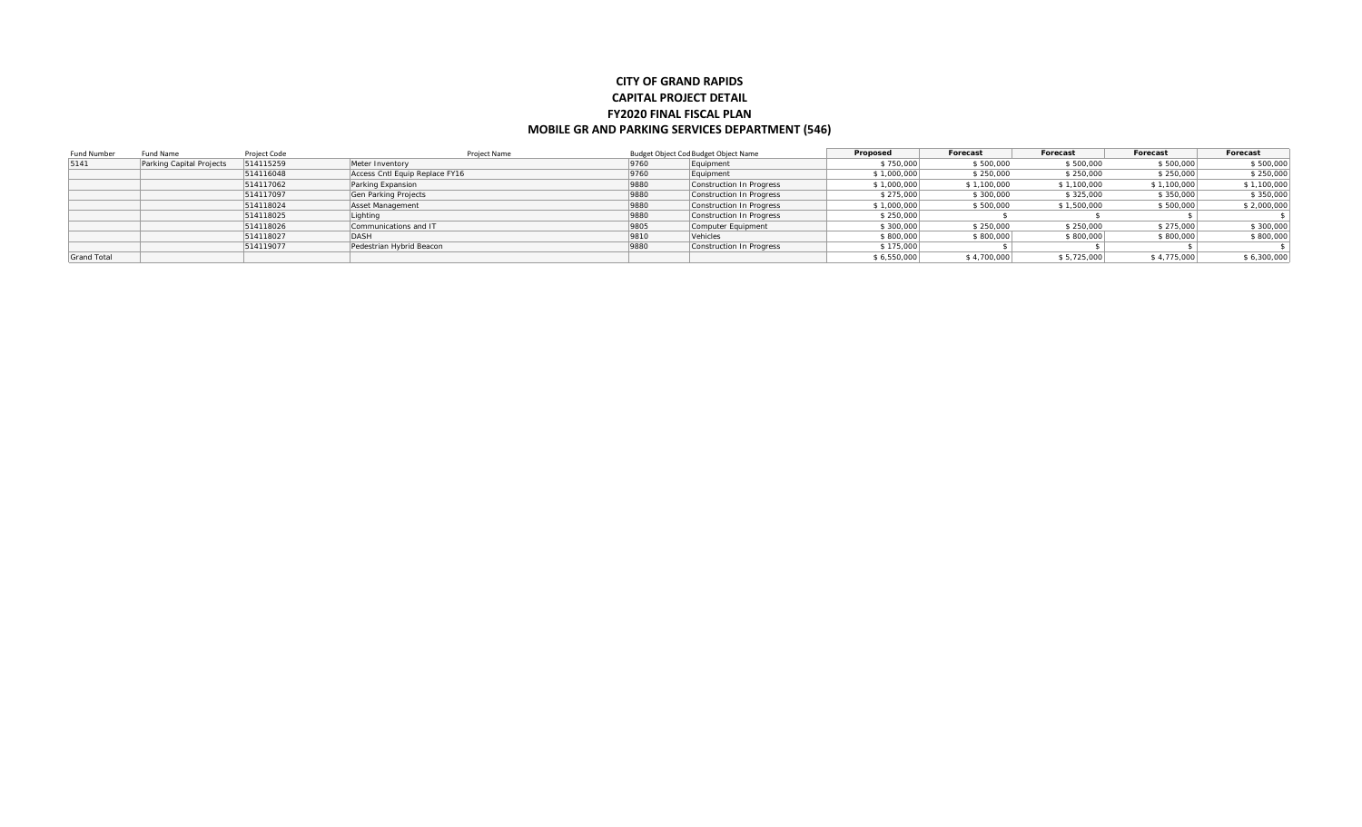**CITY OF GRAND RAPIDS**

**CAPITAL PROJECT DETAIL**

**FY2020 FINAL FISCAL PLAN**

**MOBILE GR AND PARKING SERVICES DEPARTMENT (546)**

| Fund Number | Fund Name | Project Code | Project Name | Budget Object Cod | Budget Object Name | Proposed | Forecast | Forecast | Forecast | Forecast |
|---|---|---|---|---|---|---|---|---|---|---|
| 5141 | Parking Capital Projects | 514115259 | Meter Inventory | 9760 | Equipment | $ 750,000 | $ 500,000 | $ 500,000 | $ 500,000 | $ 500,000 |
| | | 514116048 | Access Cntl Equip Replace FY16 | 9760 | Equipment | $ 1,000,000 | $ 250,000 | $ 250,000 | $ 250,000 | $ 250,000 |
| | | 514117062 | Parking Expansion | 9880 | Construction In Progress | $ 1,000,000 | $ 1,100,000 | $ 1,100,000 | $ 1,100,000 | $ 1,100,000 |
| | | 514117097 | Gen Parking Projects | 9880 | Construction In Progress | $ 275,000 | $ 300,000 | $ 325,000 | $ 350,000 | $ 350,000 |
| | | 514118024 | Asset Management | 9880 | Construction In Progress | $ 1,000,000 | $ 500,000 | $ 1,500,000 | $ 500,000 | $ 2,000,000 |
| | | 514118025 | Lighting | 9880 | Construction In Progress | $ 250,000 | $ | $ | $ | $ |
| | | 514118026 | Communications and IT | 9805 | Computer Equipment | $ 300,000 | $ 250,000 | $ 250,000 | $ 275,000 | $ 300,000 |
| | | 514118027 | DASH | 9810 | Vehicles | $ 800,000 | $ 800,000 | $ 800,000 | $ 800,000 | $ 800,000 |
| | | 514119077 | Pedestrian Hybrid Beacon | 9880 | Construction In Progress | $ 175,000 | $ | $ | $ | $ |
| Grand Total | | | | | | $ 6,550,000 | $ 4,700,000 | $ 5,725,000 | $ 4,775,000 | $ 6,300,000 |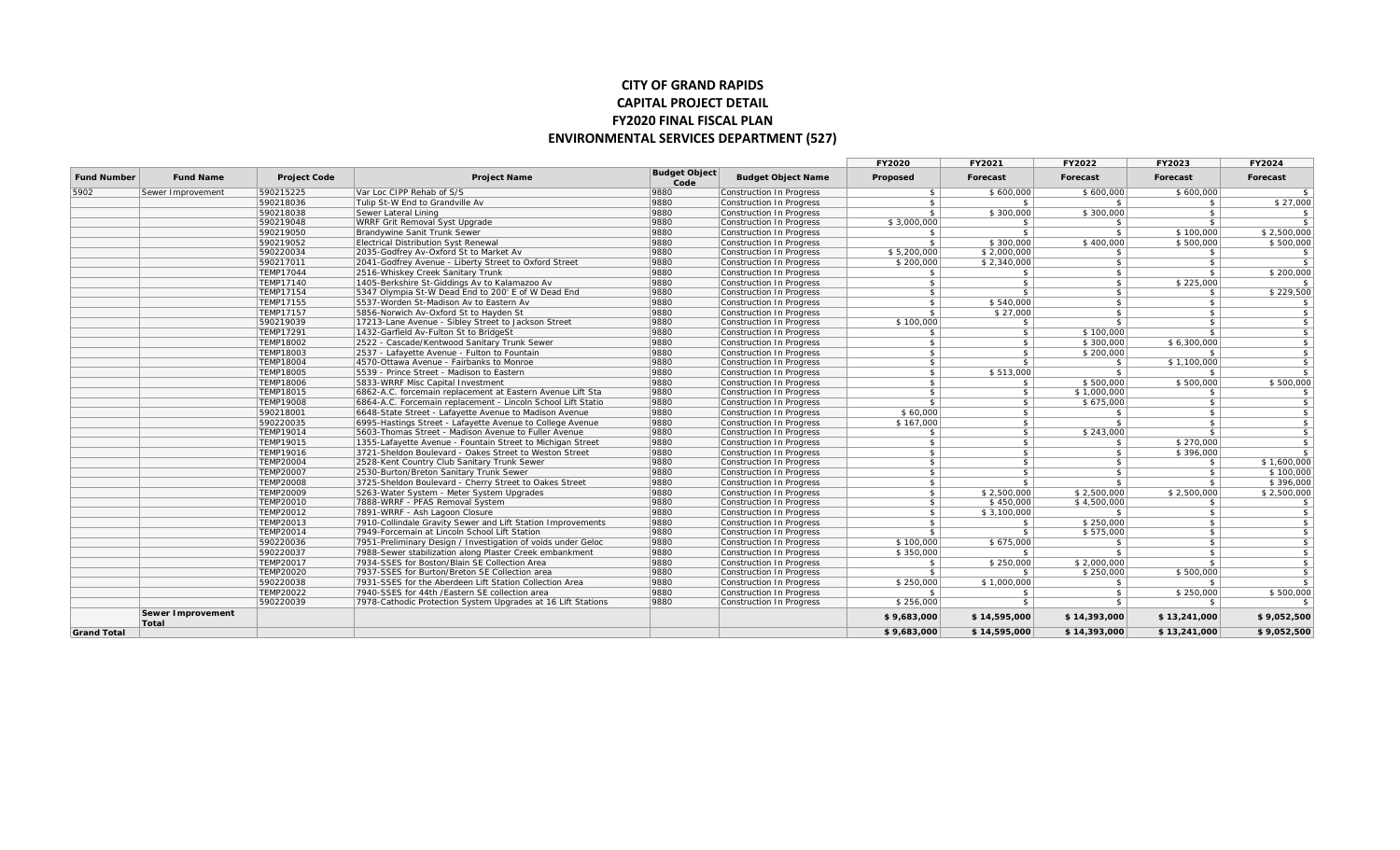# CITY OF GRAND RAPIDS
## CAPITAL PROJECT DETAIL
## FY2020 FINAL FISCAL PLAN
## ENVIRONMENTAL SERVICES DEPARTMENT (527)

| Fund Number | Fund Name | Project Code | Project Name | Budget Object Code | Budget Object Name | FY2020 Proposed | FY2021 Forecast | FY2022 Forecast | FY2023 Forecast | FY2024 Forecast |
|---|---|---|---|---|---|---|---|---|---|---|
| 5902 | Sewer Improvement | 590215225 | Var Loc CIPP Rehab of S/S | 9880 | Construction In Progress | $ | $ 600,000 | $ 600,000 | $ 600,000 | $ |
| | | 590218036 | Tulip St-W End to Grandville Av | 9880 | Construction In Progress | $ | $ | $ | $ | $ 27,000 |
| | | 590218038 | Sewer Lateral Lining | 9880 | Construction In Progress | $ | $ 300,000 | $ 300,000 | $ | $ |
| | | 590219048 | WRRF Grit Removal Syst Upgrade | 9880 | Construction In Progress | $ 3,000,000 | $ | $ | $ | $ |
| | | 590219050 | Brandywine Sanit Trunk Sewer | 9880 | Construction In Progress | $ | $ | $ | $ 100,000 | $ 2,500,000 |
| | | 590219052 | Electrical Distribution Syst Renewal | 9880 | Construction In Progress | $ | $ 300,000 | $ 400,000 | $ 500,000 | $ 500,000 |
| | | 590220034 | 2035-Godfrey Av-Oxford St to Market Av | 9880 | Construction In Progress | $ 5,200,000 | $ 2,000,000 | $ | $ | $ |
| | | 590217011 | 2041-Godfrey Avenue - Liberty Street to Oxford Street | 9880 | Construction In Progress | $ 200,000 | $ 2,340,000 | $ | $ | $ |
| | | TEMP17044 | 2516-Whiskey Creek Sanitary Trunk | 9880 | Construction In Progress | $ | $ | $ | $ | $ 200,000 |
| | | TEMP17140 | 1405-Berkshire St-Giddings Av to Kalamazoo Av | 9880 | Construction In Progress | $ | $ | $ | $ 225,000 | $ |
| | | TEMP17154 | 5347 Olympia St-W Dead End to 200' E of W Dead End | 9880 | Construction In Progress | $ | $ | $ | $ | $ 229,500 |
| | | TEMP17155 | 5537-Worden St-Madison Av to Eastern Av | 9880 | Construction In Progress | $ | $ 540,000 | $ | $ | $ |
| | | TEMP17157 | 5856-Norwich Av-Oxford St to Hayden St | 9880 | Construction In Progress | $ | $ 27,000 | $ | $ | $ |
| | | 590219039 | 17213-Lane Avenue - Sibley Street to Jackson Street | 9880 | Construction In Progress | $ 100,000 | $ | $ | $ | $ |
| | | TEMP17291 | 1432-Garfield Av-Fulton St to BridgeSt | 9880 | Construction In Progress | $ | $ | $ 100,000 | $ | $ |
| | | TEMP18002 | 2522 - Cascade/Kentwood Sanitary Trunk Sewer | 9880 | Construction In Progress | $ | $ | $ 300,000 | $ 6,300,000 | $ |
| | | TEMP18003 | 2537 - Lafayette Avenue - Fulton to Fountain | 9880 | Construction In Progress | $ | $ | $ 200,000 | $ | $ |
| | | TEMP18004 | 4570-Ottawa Avenue - Fairbanks to Monroe | 9880 | Construction In Progress | $ | $ | $ | $ 1,100,000 | $ |
| | | TEMP18005 | 5539 - Prince Street - Madison to Eastern | 9880 | Construction In Progress | $ | $ 513,000 | $ | $ | $ |
| | | TEMP18006 | 5833-WRRF Misc Capital Investment | 9880 | Construction In Progress | $ | $ | $ 500,000 | $ 500,000 | $ 500,000 |
| | | TEMP18015 | 6862-A.C. forcemain replacement at Eastern Avenue Lift Sta | 9880 | Construction In Progress | $ | $ | $ 1,000,000 | $ | $ |
| | | TEMP19008 | 6864-A.C. Forcemain replacement - Lincoln School Lift Statio | 9880 | Construction In Progress | $ | $ | $ 675,000 | $ | $ |
| | | 590218001 | 6648-State Street - Lafayette Avenue to Madison Avenue | 9880 | Construction In Progress | $ 60,000 | $ | $ | $ | $ |
| | | 590220035 | 6995-Hastings Street - Lafayette Avenue to College Avenue | 9880 | Construction In Progress | $ 167,000 | $ | $ | $ | $ |
| | | TEMP19014 | 5603-Thomas Street - Madison Avenue to Fuller Avenue | 9880 | Construction In Progress | $ | $ | $ 243,000 | $ | $ |
| | | TEMP19015 | 1355-Lafayette Avenue - Fountain Street to Michigan Street | 9880 | Construction In Progress | $ | $ | $ | $ 270,000 | $ |
| | | TEMP19016 | 3721-Sheldon Boulevard - Oakes Street to Weston Street | 9880 | Construction In Progress | $ | $ | $ | $ 396,000 | $ |
| | | TEMP20004 | 2528-Kent Country Club Sanitary Trunk Sewer | 9880 | Construction In Progress | $ | $ | $ | $ | $ 1,600,000 |
| | | TEMP20007 | 2530-Burton/Breton Sanitary Trunk Sewer | 9880 | Construction In Progress | $ | $ | $ | $ | $ 100,000 |
| | | TEMP20008 | 3725-Sheldon Boulevard - Cherry Street to Oakes Street | 9880 | Construction In Progress | $ | $ | $ | $ | $ 396,000 |
| | | TEMP20009 | 5263-Water System - Meter System Upgrades | 9880 | Construction In Progress | $ | $ 2,500,000 | $ 2,500,000 | $ 2,500,000 | $ 2,500,000 |
| | | TEMP20010 | 7888-WRRF - PFAS Removal System | 9880 | Construction In Progress | $ | $ 450,000 | $ 4,500,000 | $ | $ |
| | | TEMP20012 | 7891-WRRF - Ash Lagoon Closure | 9880 | Construction In Progress | $ | $ 3,100,000 | $ | $ | $ |
| | | TEMP20013 | 7910-Collindale Gravity Sewer and Lift Station Improvements | 9880 | Construction In Progress | $ | $ | $ 250,000 | $ | $ |
| | | TEMP20014 | 7949-Forcemain at Lincoln School Lift Station | 9880 | Construction In Progress | $ | $ | $ 575,000 | $ | $ |
| | | 590220036 | 7951-Preliminary Design / Investigation of voids under Geloc | 9880 | Construction In Progress | $ 100,000 | $ 675,000 | $ | $ | $ |
| | | 590220037 | 7988-Sewer stabilization along Plaster Creek embankment | 9880 | Construction In Progress | $ 350,000 | $ | $ | $ | $ |
| | | TEMP20017 | 7934-SSES for Boston/Blain SE Collection Area | 9880 | Construction In Progress | $ | $ 250,000 | $ 2,000,000 | $ | $ |
| | | TEMP20020 | 7937-SSES for Burton/Breton SE Collection area | 9880 | Construction In Progress | $ | $ | $ 250,000 | $ 500,000 | $ |
| | | 590220038 | 7931-SSES for the Aberdeen Lift Station Collection Area | 9880 | Construction In Progress | $ 250,000 | $ 1,000,000 | $ | $ | $ |
| | | TEMP20022 | 7940-SSES for 44th /Eastern SE collection area | 9880 | Construction In Progress | $ | $ | $ | $ 250,000 | $ 500,000 |
| | | 590220039 | 7978-Cathodic Protection System Upgrades at 16 Lift Stations | 9880 | Construction In Progress | $ 256,000 | $ | $ | $ | $ |
| | **Sewer Improvement Total** | | | | | **$ 9,683,000** | **$ 14,595,000** | **$ 14,393,000** | **$ 13,241,000** | **$ 9,052,500** |
| **Grand Total** | | | | | | **$ 9,683,000** | **$ 14,595,000** | **$ 14,393,000** | **$ 13,241,000** | **$ 9,052,500** |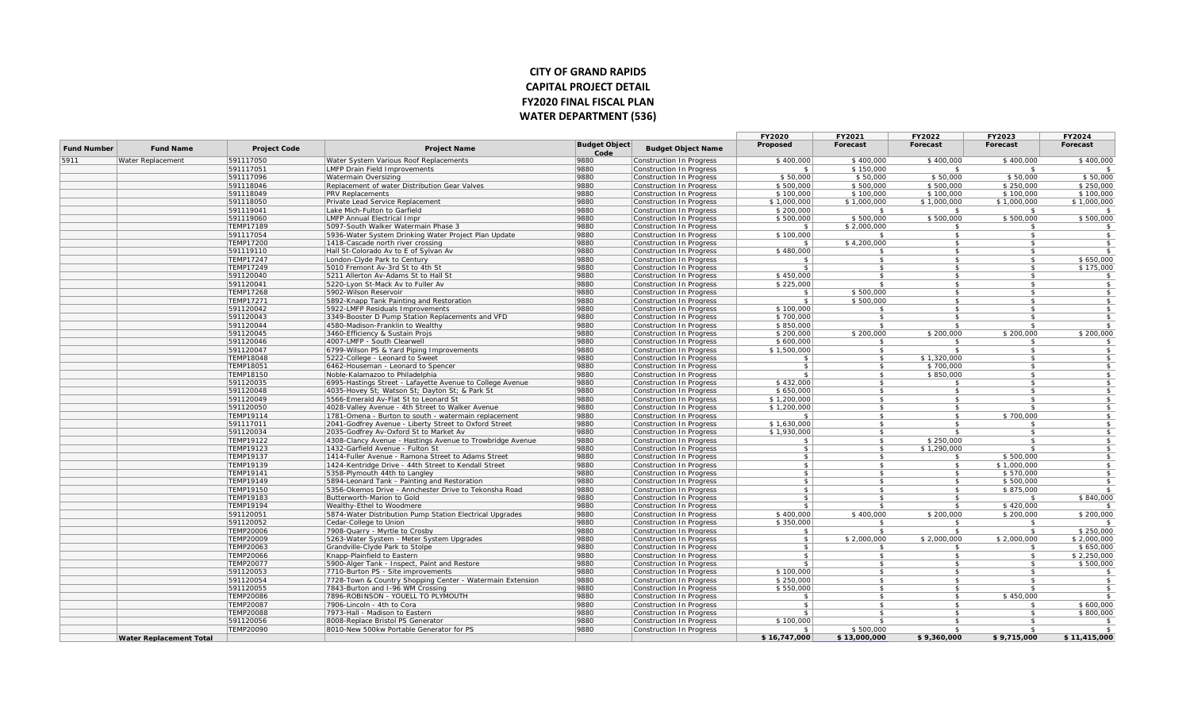# CITY OF GRAND RAPIDS
## CAPITAL PROJECT DETAIL
## FY2020 FINAL FISCAL PLAN
## WATER DEPARTMENT (536)

| Fund Number | Fund Name | Project Code | Project Name | Budget Object Code | Budget Object Name | FY2020 Proposed | FY2021 Forecast | FY2022 Forecast | FY2023 Forecast | FY2024 Forecast |
|---|---|---|---|---|---|---|---|---|---|---|
| 5911 | Water Replacement | 591117050 | Water System Various Roof Replacements | 9880 | Construction In Progress | $ 400,000 | $ 400,000 | $ 400,000 | $ 400,000 | $ 400,000 |
| | | 591117051 | LMFP Drain Field Improvements | 9880 | Construction In Progress | $ | $ 150,000 | $ | $ | $ |
| | | 591117096 | Watermain Oversizing | 9880 | Construction In Progress | $ 50,000 | $ 50,000 | $ 50,000 | $ 50,000 | $ 50,000 |
| | | 591118046 | Replacement of water Distribution Gear Valves | 9880 | Construction In Progress | $ 500,000 | $ 500,000 | $ 500,000 | $ 250,000 | $ 250,000 |
| | | 591118049 | PRV Replacements | 9880 | Construction In Progress | $ 100,000 | $ 100,000 | $ 100,000 | $ 100,000 | $ 100,000 |
| | | 591118050 | Private Lead Service Replacement | 9880 | Construction In Progress | $ 1,000,000 | $ 1,000,000 | $ 1,000,000 | $ 1,000,000 | $ 1,000,000 |
| | | 591119041 | Lake Mich-Fulton to Garfield | 9880 | Construction In Progress | $ 200,000 | $ | $ | $ | $ |
| | | 591119060 | LMFP Annual Electrical Impr | 9880 | Construction In Progress | $ 500,000 | $ 500,000 | $ 500,000 | $ 500,000 | $ 500,000 |
| | | TEMP17189 | 5097-South Walker Watermain Phase 3 | 9880 | Construction In Progress | $ | $ 2,000,000 | $ | $ | $ |
| | | 591117054 | 5936-Water System Drinking Water Project Plan Update | 9880 | Construction In Progress | $ 100,000 | $ | $ | $ | $ |
| | | TEMP17200 | 1418-Cascade north river crossing | 9880 | Construction In Progress | $ | $ 4,200,000 | $ | $ | $ |
| | | 591119110 | Hall St-Colorado Av to E of Sylvan Av | 9880 | Construction In Progress | $ 480,000 | $ | $ | $ | $ |
| | | TEMP17247 | London-Clyde Park to Century | 9880 | Construction In Progress | $ | $ | $ | $ | $ 650,000 |
| | | TEMP17249 | 5010 Fremont Av-3rd St to 4th St | 9880 | Construction In Progress | $ | $ | $ | $ | $ 175,000 |
| | | 591120040 | 5211 Allerton Av-Adams St to Hall St | 9880 | Construction In Progress | $ 450,000 | $ | $ | $ | $ |
| | | 591120041 | 5220-Lyon St-Mack Av to Fuller Av | 9880 | Construction In Progress | $ 225,000 | $ | $ | $ | $ |
| | | TEMP17268 | 5902-Wilson Reservoir | 9880 | Construction In Progress | $ | $ 500,000 | $ | $ | $ |
| | | TEMP17271 | 5892-Knapp Tank Painting and Restoration | 9880 | Construction In Progress | $ | $ 500,000 | $ | $ | $ |
| | | 591120042 | 5922-LMFP Residuals Improvements | 9880 | Construction In Progress | $ 100,000 | $ | $ | $ | $ |
| | | 591120043 | 3349-Booster D Pump Station Replacements and VFD | 9880 | Construction In Progress | $ 700,000 | $ | $ | $ | $ |
| | | 591120044 | 4580-Madison-Franklin to Wealthy | 9880 | Construction In Progress | $ 850,000 | $ | $ | $ | $ |
| | | 591120045 | 3460-Efficiency & Sustain Projs | 9880 | Construction In Progress | $ 200,000 | $ 200,000 | $ 200,000 | $ 200,000 | $ 200,000 |
| | | 591120046 | 4007-LMFP - South Clearwell | 9880 | Construction In Progress | $ 600,000 | $ | $ | $ | $ |
| | | 591120047 | 6799-Wilson PS & Yard Piping Improvements | 9880 | Construction In Progress | $ 1,500,000 | $ | $ | $ | $ |
| | | TEMP18048 | 5222-College - Leonard to Sweet | 9880 | Construction In Progress | $ | $ | $ 1,320,000 | $ | $ |
| | | TEMP18051 | 6462-Houseman - Leonard to Spencer | 9880 | Construction In Progress | $ | $ | $ 700,000 | $ | $ |
| | | TEMP18150 | Noble-Kalamazoo to Philadelphia | 9880 | Construction In Progress | $ | $ | $ 850,000 | $ | $ |
| | | 591120035 | 6995-Hastings Street - Lafayette Avenue to College Avenue | 9880 | Construction In Progress | $ 432,000 | $ | $ | $ | $ |
| | | 591120048 | 4035-Hovey St; Watson St; Dayton St; & Park St | 9880 | Construction In Progress | $ 650,000 | $ | $ | $ | $ |
| | | 591120049 | 5566-Emerald Av-Flat St to Leonard St | 9880 | Construction In Progress | $ 1,200,000 | $ | $ | $ | $ |
| | | 591120050 | 4028-Valley Avenue - 4th Street to Walker Avenue | 9880 | Construction In Progress | $ 1,200,000 | $ | $ | $ | $ |
| | | TEMP19114 | 1781-Omena - Burton to south - watermain replacement | 9880 | Construction In Progress | $ | $ | $ | $ 700,000 | $ |
| | | 591117011 | 2041-Godfrey Avenue - Liberty Street to Oxford Street | 9880 | Construction In Progress | $ 1,630,000 | $ | $ | $ | $ |
| | | 591120034 | 2035-Godfrey Av-Oxford St to Market Av | 9880 | Construction In Progress | $ 1,930,000 | $ | $ | $ | $ |
| | | TEMP19122 | 4308-Clancy Avenue - Hastings Avenue to Trowbridge Avenue | 9880 | Construction In Progress | $ | $ | $ 250,000 | $ | $ |
| | | TEMP19123 | 1432-Garfield Avenue - Fulton St | 9880 | Construction In Progress | $ | $ | $ 1,290,000 | $ | $ |
| | | TEMP19137 | 1414-Fuller Avenue - Ramona Street to Adams Street | 9880 | Construction In Progress | $ | $ | $ | $ 500,000 | $ |
| | | TEMP19139 | 1424-Kentridge Drive - 44th Street to Kendall Street | 9880 | Construction In Progress | $ | $ | $ | $ 1,000,000 | $ |
| | | TEMP19141 | 5358-Plymouth 44th to Langley | 9880 | Construction In Progress | $ | $ | $ | $ 570,000 | $ |
| | | TEMP19149 | 5894-Leonard Tank - Painting and Restoration | 9880 | Construction In Progress | $ | $ | $ | $ 500,000 | $ |
| | | TEMP19150 | 5356-Okemos Drive - Annchester Drive to Tekonsha Road | 9880 | Construction In Progress | $ | $ | $ | $ 875,000 | $ |
| | | TEMP19183 | Butterworth-Marion to Gold | 9880 | Construction In Progress | $ | $ | $ | $ | $ 840,000 |
| | | TEMP19194 | Wealthy-Ethel to Woodmere | 9880 | Construction In Progress | $ | $ | $ | $ 420,000 | $ |
| | | 591120051 | 5874-Water Distribution Pump Station Electrical Upgrades | 9880 | Construction In Progress | $ 400,000 | $ 400,000 | $ 200,000 | $ 200,000 | $ 200,000 |
| | | 591120052 | Cedar-College to Union | 9880 | Construction In Progress | $ 350,000 | $ | $ | $ | $ |
| | | TEMP20006 | 7908-Quarry - Myrtle to Crosby | 9880 | Construction In Progress | $ | $ | $ | $ | $ 250,000 |
| | | TEMP20009 | 5263-Water System - Meter System Upgrades | 9880 | Construction In Progress | $ | $ 2,000,000 | $ 2,000,000 | $ 2,000,000 | $ 2,000,000 |
| | | TEMP20063 | Grandville-Clyde Park to Stolpe | 9880 | Construction In Progress | $ | $ | $ | $ | $ 650,000 |
| | | TEMP20066 | Knapp-Plainfield to Eastern | 9880 | Construction In Progress | $ | $ | $ | $ | $ 2,250,000 |
| | | TEMP20077 | 5900-Alger Tank - Inspect, Paint and Restore | 9880 | Construction In Progress | $ | $ | $ | $ | $ 500,000 |
| | | 591120053 | 7710-Burton PS - Site improvements | 9880 | Construction In Progress | $ 100,000 | $ | $ | $ | $ |
| | | 591120054 | 7728-Town & Country Shopping Center - Watermain Extension | 9880 | Construction In Progress | $ 250,000 | $ | $ | $ | $ |
| | | 591120055 | 7843-Burton and I-96 WM Crossing | 9880 | Construction In Progress | $ 550,000 | $ | $ | $ | $ |
| | | TEMP20086 | 7896-ROBINSON - YOUELL TO PLYMOUTH | 9880 | Construction In Progress | $ | $ | $ | $ 450,000 | $ |
| | | TEMP20087 | 7906-Lincoln - 4th to Cora | 9880 | Construction In Progress | $ | $ | $ | $ | $ 600,000 |
| | | TEMP20088 | 7973-Hall - Madison to Eastern | 9880 | Construction In Progress | $ | $ | $ | $ | $ 800,000 |
| | | 591120056 | 8008-Replace Bristol PS Generator | 9880 | Construction In Progress | $ 100,000 | $ | $ | $ | $ |
| | | TEMP20090 | 8010-New 500kw Portable Generator for PS | 9880 | Construction In Progress | $ | $ 500,000 | $ | $ | $ |
| | **Water Replacement Total** | | | | | **$ 16,747,000** | **$ 13,000,000** | **$ 9,360,000** | **$ 9,715,000** | **$ 11,415,000** |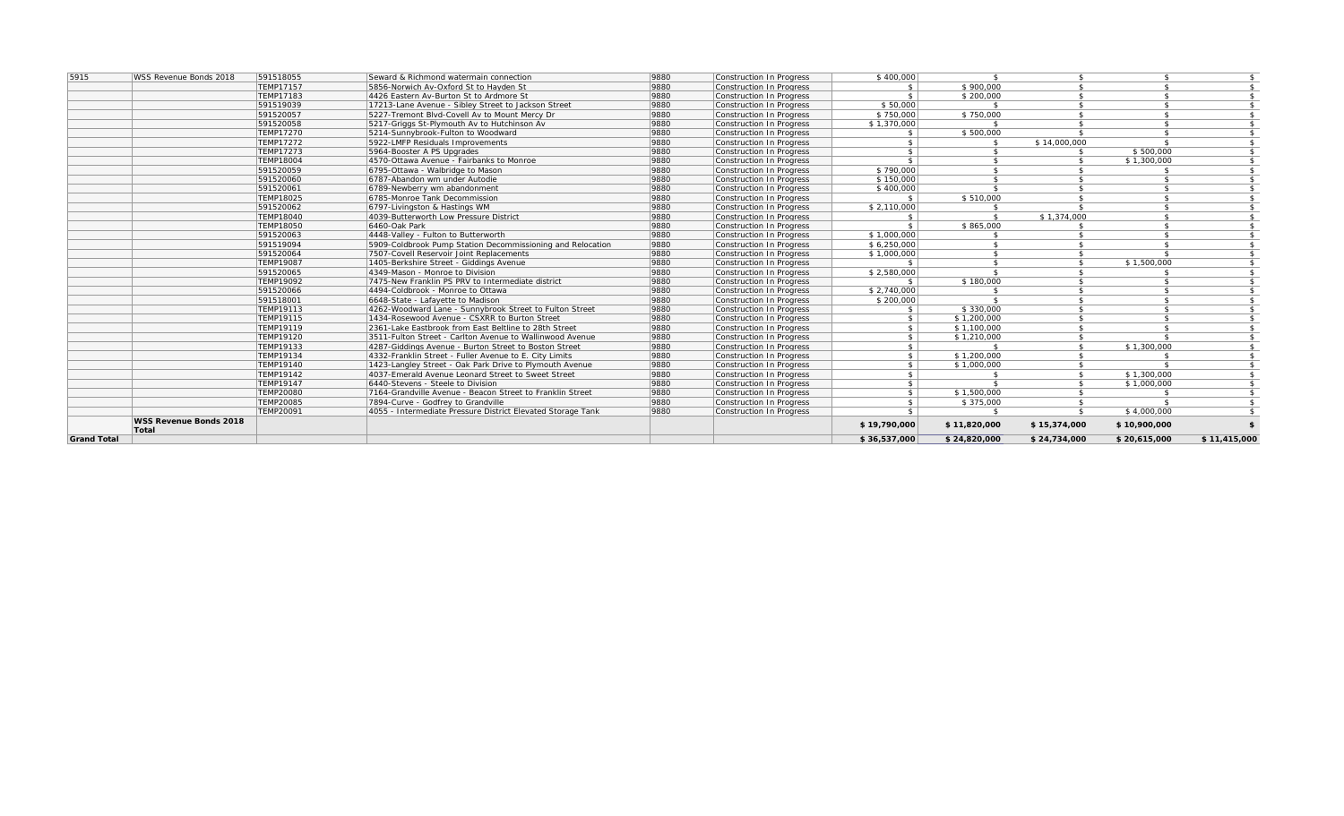| 5915 | WSS Revenue Bonds 2018 | 591518055 | Seward & Richmond watermain connection | 9880 | Construction In Progress | $ 400,000 | $ | $ | $ | $ |
|---|---|---|---|---|---|---|---|---|---|---|
| | | TEMP17157 | 5856-Norwich Av-Oxford St to Hayden St | 9880 | Construction In Progress | $ | $ 900,000 | $ | $ | $ |
| | | TEMP17183 | 4426 Eastern Av-Burton St to Ardmore St | 9880 | Construction In Progress | $ | $ 200,000 | $ | $ | $ |
| | | 591519039 | 17213-Lane Avenue - Sibley Street to Jackson Street | 9880 | Construction In Progress | $ 50,000 | $ | $ | $ | $ |
| | | 591520057 | 5227-Tremont Blvd-Covell Av to Mount Mercy Dr | 9880 | Construction In Progress | $ 750,000 | $ 750,000 | $ | $ | $ |
| | | 591520058 | 5217-Griggs St-Plymouth Av to Hutchinson Av | 9880 | Construction In Progress | $ 1,370,000 | $ | $ | $ | $ |
| | | TEMP17270 | 5214-Sunnybrook-Fulton to Woodward | 9880 | Construction In Progress | $ | $ 500,000 | $ | $ | $ |
| | | TEMP17272 | 5922-LMFP Residuals Improvements | 9880 | Construction In Progress | $ | $ | $ 14,000,000 | $ | $ |
| | | TEMP17273 | 5964-Booster A PS Upgrades | 9880 | Construction In Progress | $ | $ | $ | $ 500,000 | $ |
| | | TEMP18004 | 4570-Ottawa Avenue - Fairbanks to Monroe | 9880 | Construction In Progress | $ | $ | $ | $ 1,300,000 | $ |
| | | 591520059 | 6795-Ottawa - Walbridge to Mason | 9880 | Construction In Progress | $ 790,000 | $ | $ | $ | $ |
| | | 591520060 | 6787-Abandon wm under Autodie | 9880 | Construction In Progress | $ 150,000 | $ | $ | $ | $ |
| | | 591520061 | 6789-Newberry wm abandonment | 9880 | Construction In Progress | $ 400,000 | $ | $ | $ | $ |
| | | TEMP18025 | 6785-Monroe Tank Decommission | 9880 | Construction In Progress | $ | $ 510,000 | $ | $ | $ |
| | | 591520062 | 6797-Livingston & Hastings WM | 9880 | Construction In Progress | $ 2,110,000 | $ | $ | $ | $ |
| | | TEMP18040 | 4039-Butterworth Low Pressure District | 9880 | Construction In Progress | $ | $ | $ 1,374,000 | $ | $ |
| | | TEMP18050 | 6460-Oak Park | 9880 | Construction In Progress | $ | $ 865,000 | $ | $ | $ |
| | | 591520063 | 4448-Valley - Fulton to Butterworth | 9880 | Construction In Progress | $ 1,000,000 | $ | $ | $ | $ |
| | | 591519094 | 5909-Coldbrook Pump Station Decommissioning and Relocation | 9880 | Construction In Progress | $ 6,250,000 | $ | $ | $ | $ |
| | | 591520064 | 7507-Covell Reservoir Joint Replacements | 9880 | Construction In Progress | $ 1,000,000 | $ | $ | $ | $ |
| | | TEMP19087 | 1405-Berkshire Street - Giddings Avenue | 9880 | Construction In Progress | $ | $ | $ | $ 1,500,000 | $ |
| | | 591520065 | 4349-Mason - Monroe to Division | 9880 | Construction In Progress | $ 2,580,000 | $ | $ | $ | $ |
| | | TEMP19092 | 7475-New Franklin PS PRV to Intermediate district | 9880 | Construction In Progress | $ | $ 180,000 | $ | $ | $ |
| | | 591520066 | 4494-Coldbrook - Monroe to Ottawa | 9880 | Construction In Progress | $ 2,740,000 | $ | $ | $ | $ |
| | | 591518001 | 6648-State - Lafayette to Madison | 9880 | Construction In Progress | $ 200,000 | $ | $ | $ | $ |
| | | TEMP19113 | 4262-Woodward Lane - Sunnybrook Street to Fulton Street | 9880 | Construction In Progress | $ | $ 330,000 | $ | $ | $ |
| | | TEMP19115 | 1434-Rosewood Avenue - CSXRR to Burton Street | 9880 | Construction In Progress | $ | $ 1,200,000 | $ | $ | $ |
| | | TEMP19119 | 2361-Lake Eastbrook from East Beltline to 28th Street | 9880 | Construction In Progress | $ | $ 1,100,000 | $ | $ | $ |
| | | TEMP19120 | 3511-Fulton Street - Carlton Avenue to Wallinwood Avenue | 9880 | Construction In Progress | $ | $ 1,210,000 | $ | $ | $ |
| | | TEMP19133 | 4287-Giddings Avenue - Burton Street to Boston Street | 9880 | Construction In Progress | $ | $ | $ | $ 1,300,000 | $ |
| | | TEMP19134 | 4332-Franklin Street - Fuller Avenue to E. City Limits | 9880 | Construction In Progress | $ | $ 1,200,000 | $ | $ | $ |
| | | TEMP19140 | 1423-Langley Street - Oak Park Drive to Plymouth Avenue | 9880 | Construction In Progress | $ | $ 1,000,000 | $ | $ | $ |
| | | TEMP19142 | 4037-Emerald Avenue Leonard Street to Sweet Street | 9880 | Construction In Progress | $ | $ | $ | $ 1,300,000 | $ |
| | | TEMP19147 | 6440-Stevens - Steele to Division | 9880 | Construction In Progress | $ | $ | $ | $ 1,000,000 | $ |
| | | TEMP20080 | 7164-Grandville Avenue - Beacon Street to Franklin Street | 9880 | Construction In Progress | $ | $ 1,500,000 | $ | $ | $ |
| | | TEMP20085 | 7894-Curve - Godfrey to Grandville | 9880 | Construction In Progress | $ | $ 375,000 | $ | $ | $ |
| | | TEMP20091 | 4055 - Intermediate Pressure District Elevated Storage Tank | 9880 | Construction In Progress | $ | $ | $ | $ 4,000,000 | $ |
| | **WSS Revenue Bonds 2018 Total** | | | | | **$ 19,790,000** | **$ 11,820,000** | **$ 15,374,000** | **$ 10,900,000** | **$** |
| **Grand Total** | | | | | | **$ 36,537,000** | **$ 24,820,000** | **$ 24,734,000** | **$ 20,615,000** | **$ 11,415,000** |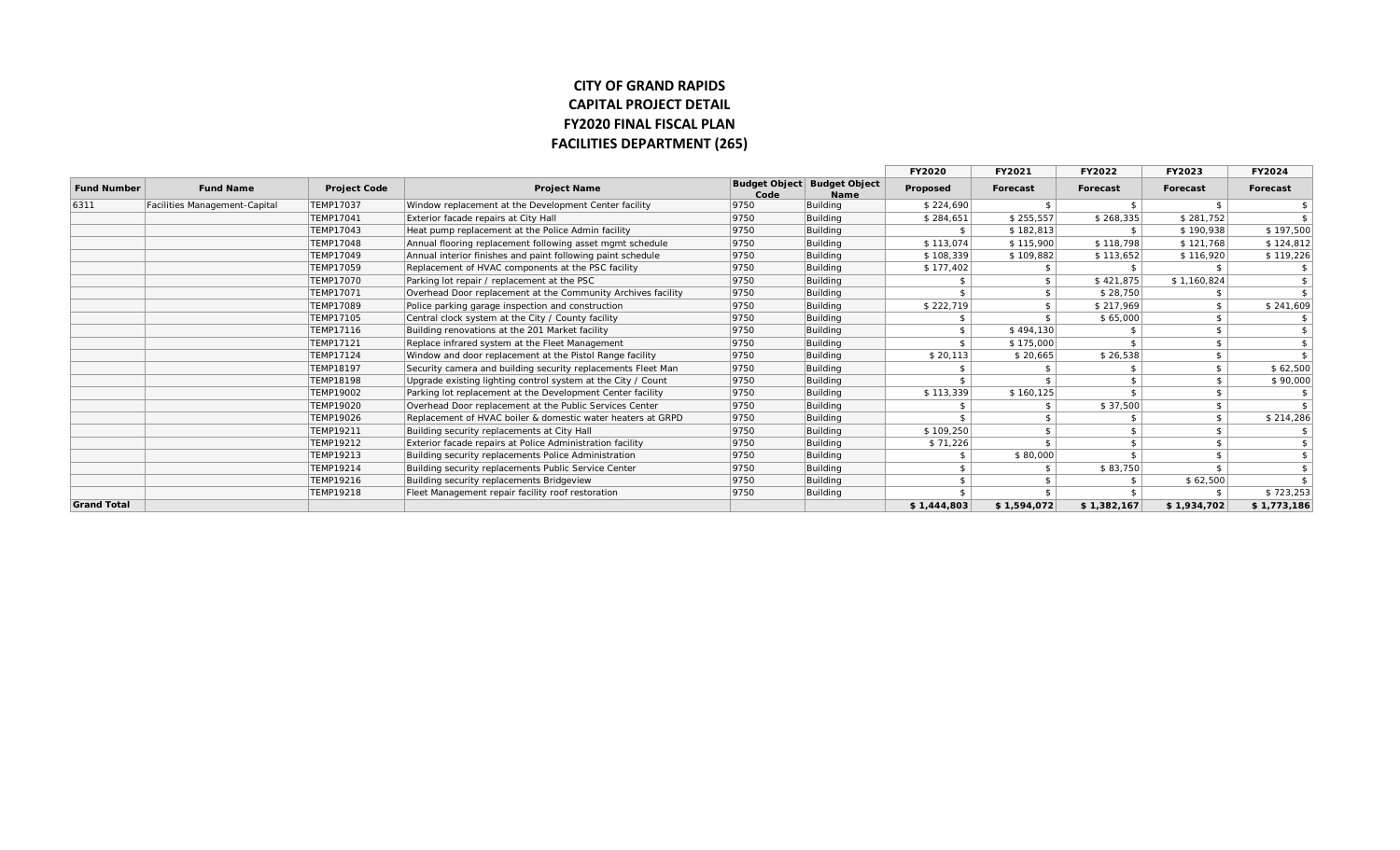# CITY OF GRAND RAPIDS
## CAPITAL PROJECT DETAIL
## FY2020 FINAL FISCAL PLAN
## FACILITIES DEPARTMENT (265)

| Fund Number | Fund Name | Project Code | Project Name | Budget Object Code | Budget Object Name | FY2020 Proposed | FY2021 Forecast | FY2022 Forecast | FY2023 Forecast | FY2024 Forecast |
|---|---|---|---|---|---|---|---|---|---|---|
| 6311 | Facilities Management-Capital | TEMP17037 | Window replacement at the Development Center facility | 9750 | Building | $ 224,690 | $ | $ | $ | $ |
| | | TEMP17041 | Exterior facade repairs at City Hall | 9750 | Building | $ 284,651 | $ 255,557 | $ 268,335 | $ 281,752 | $ |
| | | TEMP17043 | Heat pump replacement at the Police Admin facility | 9750 | Building | $ | $ 182,813 | $ | $ 190,938 | $ 197,500 |
| | | TEMP17048 | Annual flooring replacement following asset mgmt schedule | 9750 | Building | $ 113,074 | $ 115,900 | $ 118,798 | $ 121,768 | $ 124,812 |
| | | TEMP17049 | Annual interior finishes and paint following paint schedule | 9750 | Building | $ 108,339 | $ 109,882 | $ 113,652 | $ 116,920 | $ 119,226 |
| | | TEMP17059 | Replacement of HVAC components at the PSC facility | 9750 | Building | $ 177,402 | $ | $ | $ | $ |
| | | TEMP17070 | Parking lot repair / replacement at the PSC | 9750 | Building | $ | $ | $ 421,875 | $ 1,160,824 | $ |
| | | TEMP17071 | Overhead Door replacement at the Community Archives facility | 9750 | Building | $ | $ | $ 28,750 | $ | $ |
| | | TEMP17089 | Police parking garage inspection and construction | 9750 | Building | $ 222,719 | $ | $ 217,969 | $ | $ 241,609 |
| | | TEMP17105 | Central clock system at the City / County facility | 9750 | Building | $ | $ | $ 65,000 | $ | $ |
| | | TEMP17116 | Building renovations at the 201 Market facility | 9750 | Building | $ | $ 494,130 | $ | $ | $ |
| | | TEMP17121 | Replace infrared system at the Fleet Management | 9750 | Building | $ | $ 175,000 | $ | $ | $ |
| | | TEMP17124 | Window and door replacement at the Pistol Range facility | 9750 | Building | $ 20,113 | $ 20,665 | $ 26,538 | $ | $ |
| | | TEMP18197 | Security camera and building security replacements Fleet Man | 9750 | Building | $ | $ | $ | $ | $ 62,500 |
| | | TEMP18198 | Upgrade existing lighting control system at the City / Count | 9750 | Building | $ | $ | $ | $ | $ 90,000 |
| | | TEMP19002 | Parking lot replacement at the Development Center facility | 9750 | Building | $ 113,339 | $ 160,125 | $ | $ | $ |
| | | TEMP19020 | Overhead Door replacement at the Public Services Center | 9750 | Building | $ | $ | $ 37,500 | $ | $ |
| | | TEMP19026 | Replacement of HVAC boiler & domestic water heaters at GRPD | 9750 | Building | $ | $ | $ | $ | $ 214,286 |
| | | TEMP19211 | Building security replacements at City Hall | 9750 | Building | $ 109,250 | $ | $ | $ | $ |
| | | TEMP19212 | Exterior facade repairs at Police Administration facility | 9750 | Building | $ 71,226 | $ | $ | $ | $ |
| | | TEMP19213 | Building security replacements Police Administration | 9750 | Building | $ | $ 80,000 | $ | $ | $ |
| | | TEMP19214 | Building security replacements Public Service Center | 9750 | Building | $ | $ | $ 83,750 | $ | $ |
| | | TEMP19216 | Building security replacements Bridgeview | 9750 | Building | $ | $ | $ | $ 62,500 | $ |
| | | TEMP19218 | Fleet Management repair facility roof restoration | 9750 | Building | $ | $ | $ | $ | $ 723,253 |
| **Grand Total** | | | | | | **$ 1,444,803** | **$ 1,594,072** | **$ 1,382,167** | **$ 1,934,702** | **$ 1,773,186** |